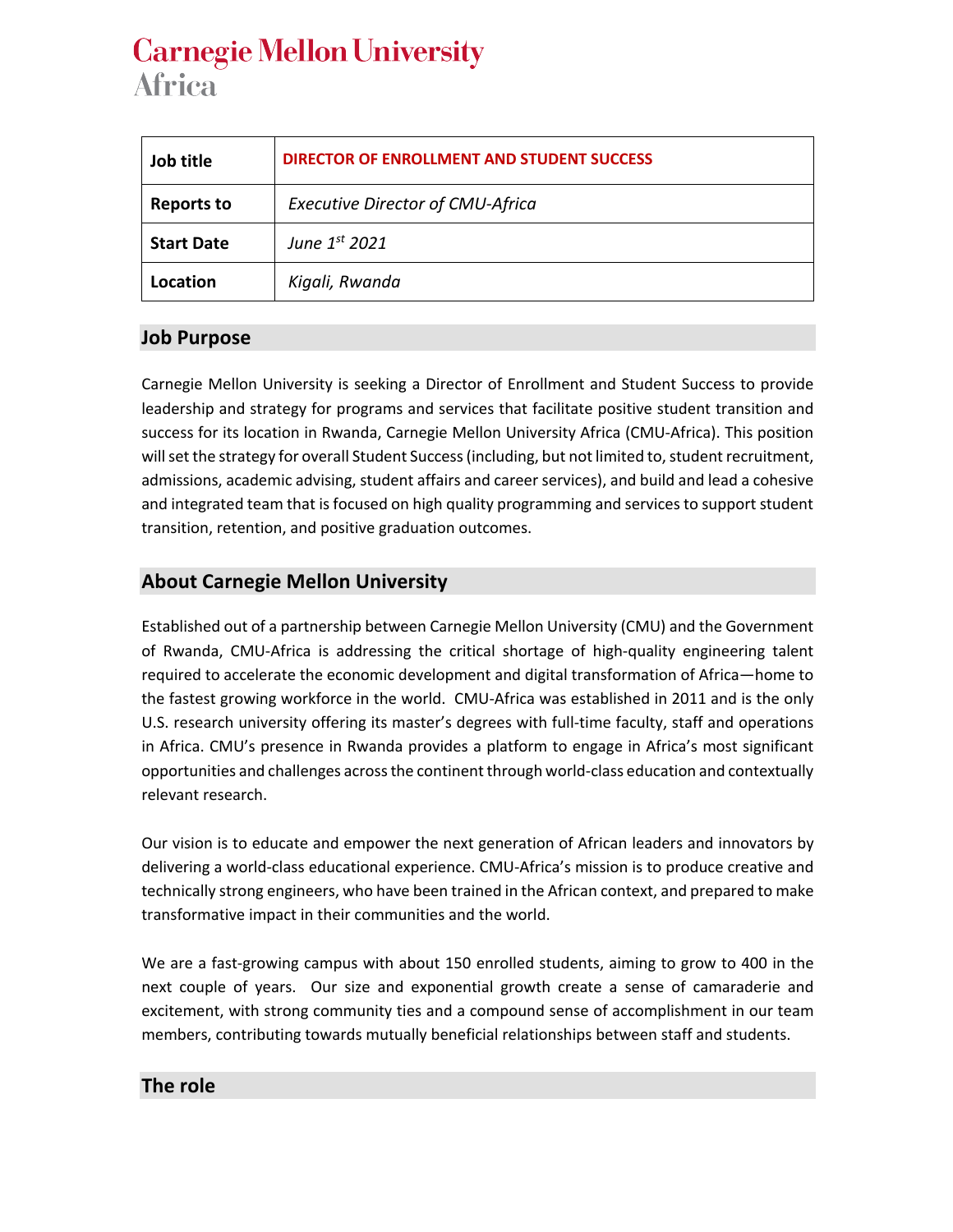# Carnegie Mellon University
# Africa

| Job title | **DIRECTOR OF ENROLLMENT AND STUDENT SUCCESS** |
|---|---|
| **Reports to** | *Executive Director of CMU-Africa* |
| **Start Date** | *June 1st 2021* |
| **Location** | *Kigali, Rwanda* |

## Job Purpose

Carnegie Mellon University is seeking a Director of Enrollment and Student Success to provide leadership and strategy for programs and services that facilitate positive student transition and success for its location in Rwanda, Carnegie Mellon University Africa (CMU-Africa). This position will set the strategy for overall Student Success (including, but not limited to, student recruitment, admissions, academic advising, student affairs and career services), and build and lead a cohesive and integrated team that is focused on high quality programming and services to support student transition, retention, and positive graduation outcomes.

## About Carnegie Mellon University

Established out of a partnership between Carnegie Mellon University (CMU) and the Government of Rwanda, CMU-Africa is addressing the critical shortage of high-quality engineering talent required to accelerate the economic development and digital transformation of Africa—home to the fastest growing workforce in the world. CMU-Africa was established in 2011 and is the only U.S. research university offering its master's degrees with full-time faculty, staff and operations in Africa. CMU's presence in Rwanda provides a platform to engage in Africa's most significant opportunities and challenges across the continent through world-class education and contextually relevant research.

Our vision is to educate and empower the next generation of African leaders and innovators by delivering a world-class educational experience. CMU-Africa's mission is to produce creative and technically strong engineers, who have been trained in the African context, and prepared to make transformative impact in their communities and the world.

We are a fast-growing campus with about 150 enrolled students, aiming to grow to 400 in the next couple of years. Our size and exponential growth create a sense of camaraderie and excitement, with strong community ties and a compound sense of accomplishment in our team members, contributing towards mutually beneficial relationships between staff and students.

## The role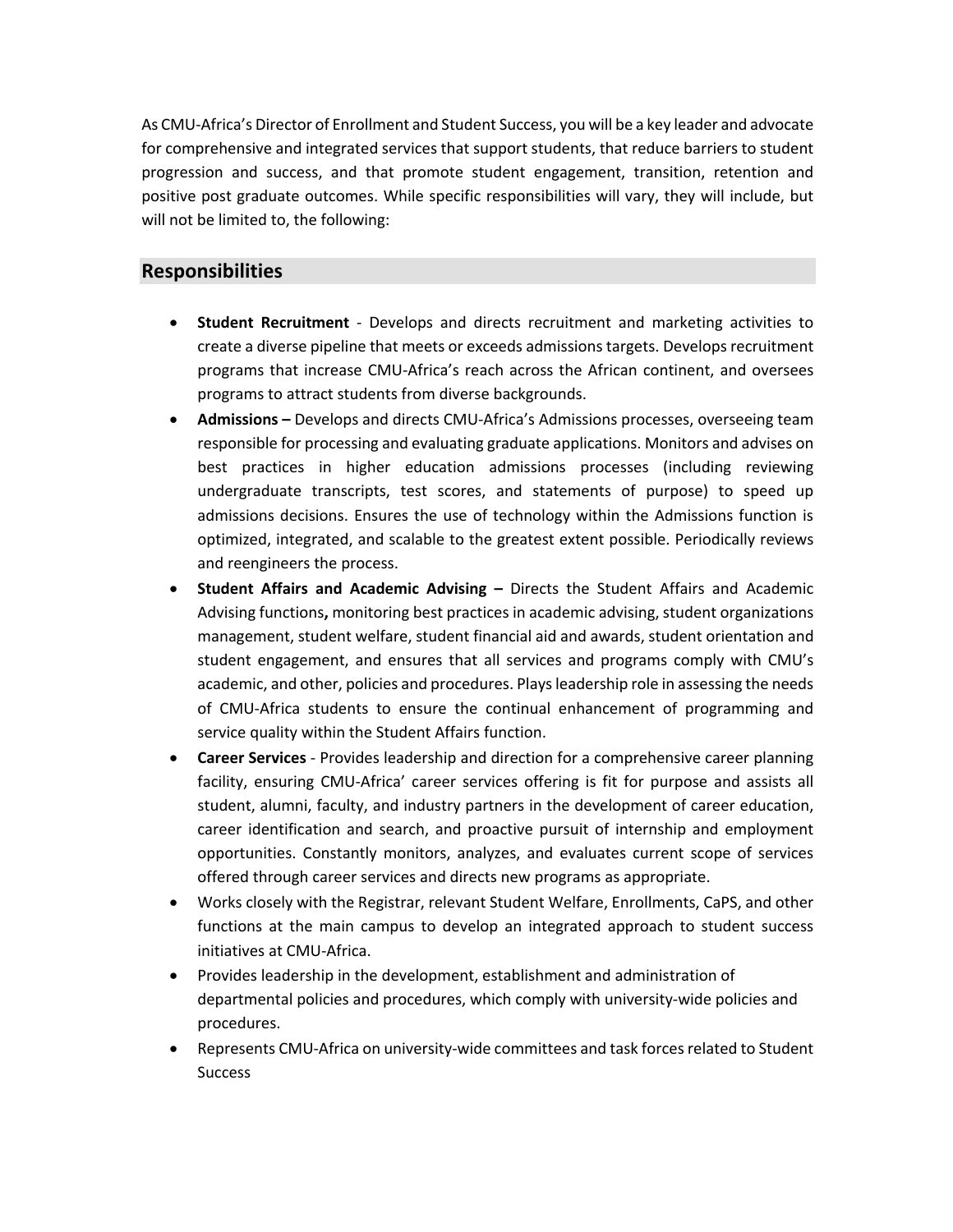As CMU-Africa's Director of Enrollment and Student Success, you will be a key leader and advocate for comprehensive and integrated services that support students, that reduce barriers to student progression and success, and that promote student engagement, transition, retention and positive post graduate outcomes. While specific responsibilities will vary, they will include, but will not be limited to, the following:

## Responsibilities

- **Student Recruitment** - Develops and directs recruitment and marketing activities to create a diverse pipeline that meets or exceeds admissions targets. Develops recruitment programs that increase CMU-Africa's reach across the African continent, and oversees programs to attract students from diverse backgrounds.
- **Admissions –** Develops and directs CMU-Africa's Admissions processes, overseeing team responsible for processing and evaluating graduate applications. Monitors and advises on best practices in higher education admissions processes (including reviewing undergraduate transcripts, test scores, and statements of purpose) to speed up admissions decisions. Ensures the use of technology within the Admissions function is optimized, integrated, and scalable to the greatest extent possible. Periodically reviews and reengineers the process.
- **Student Affairs and Academic Advising –** Directs the Student Affairs and Academic Advising functions**,** monitoring best practices in academic advising, student organizations management, student welfare, student financial aid and awards, student orientation and student engagement, and ensures that all services and programs comply with CMU's academic, and other, policies and procedures. Plays leadership role in assessing the needs of CMU-Africa students to ensure the continual enhancement of programming and service quality within the Student Affairs function.
- **Career Services** - Provides leadership and direction for a comprehensive career planning facility, ensuring CMU-Africa' career services offering is fit for purpose and assists all student, alumni, faculty, and industry partners in the development of career education, career identification and search, and proactive pursuit of internship and employment opportunities. Constantly monitors, analyzes, and evaluates current scope of services offered through career services and directs new programs as appropriate.
- Works closely with the Registrar, relevant Student Welfare, Enrollments, CaPS, and other functions at the main campus to develop an integrated approach to student success initiatives at CMU-Africa.
- Provides leadership in the development, establishment and administration of departmental policies and procedures, which comply with university-wide policies and procedures.
- Represents CMU-Africa on university-wide committees and task forces related to Student Success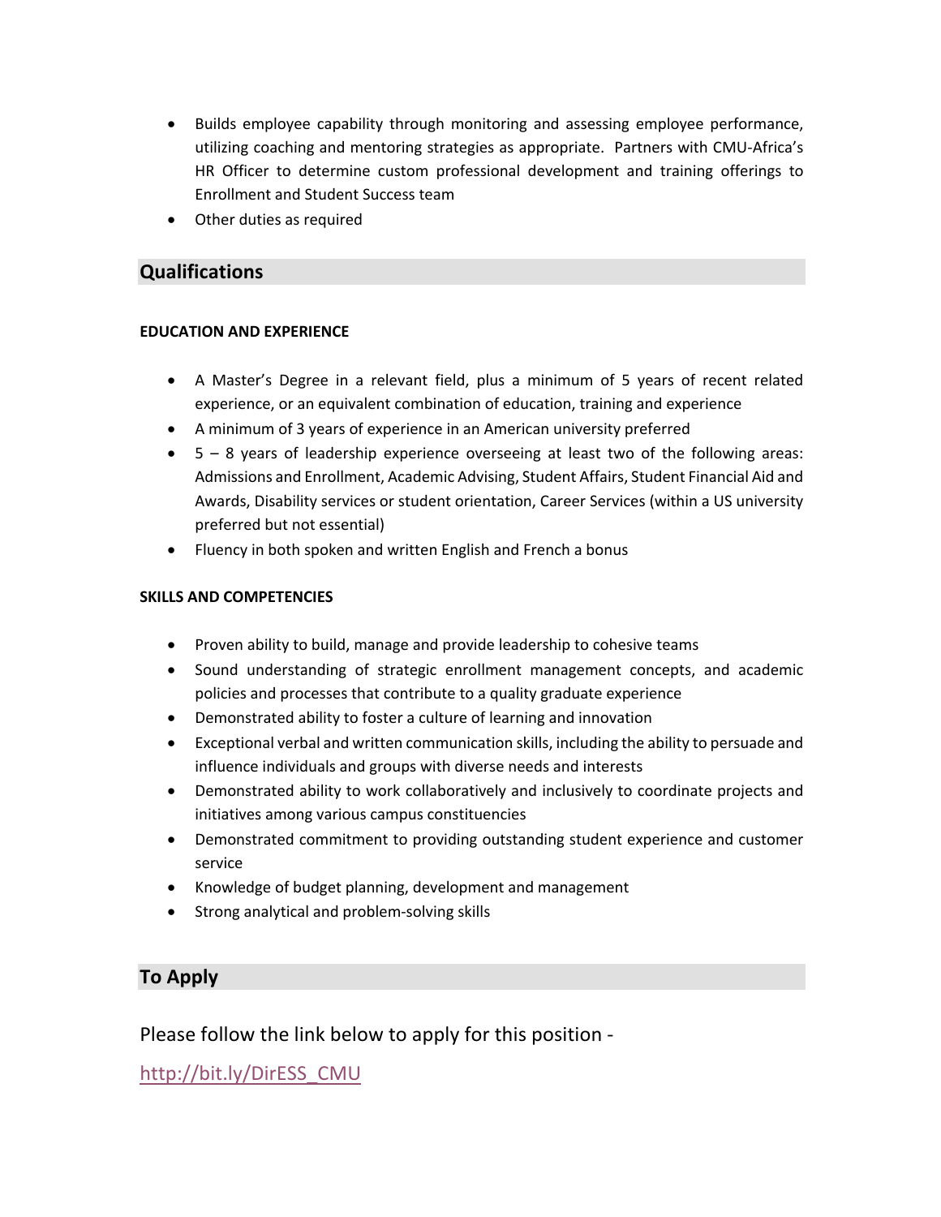- Builds employee capability through monitoring and assessing employee performance, utilizing coaching and mentoring strategies as appropriate. Partners with CMU-Africa's HR Officer to determine custom professional development and training offerings to Enrollment and Student Success team
- Other duties as required

## Qualifications

#### EDUCATION AND EXPERIENCE

- A Master's Degree in a relevant field, plus a minimum of 5 years of recent related experience, or an equivalent combination of education, training and experience
- A minimum of 3 years of experience in an American university preferred
- 5 – 8 years of leadership experience overseeing at least two of the following areas: Admissions and Enrollment, Academic Advising, Student Affairs, Student Financial Aid and Awards, Disability services or student orientation, Career Services (within a US university preferred but not essential)
- Fluency in both spoken and written English and French a bonus

#### SKILLS AND COMPETENCIES

- Proven ability to build, manage and provide leadership to cohesive teams
- Sound understanding of strategic enrollment management concepts, and academic policies and processes that contribute to a quality graduate experience
- Demonstrated ability to foster a culture of learning and innovation
- Exceptional verbal and written communication skills, including the ability to persuade and influence individuals and groups with diverse needs and interests
- Demonstrated ability to work collaboratively and inclusively to coordinate projects and initiatives among various campus constituencies
- Demonstrated commitment to providing outstanding student experience and customer service
- Knowledge of budget planning, development and management
- Strong analytical and problem-solving skills

## To Apply

Please follow the link below to apply for this position -

http://bit.ly/DirESS_CMU